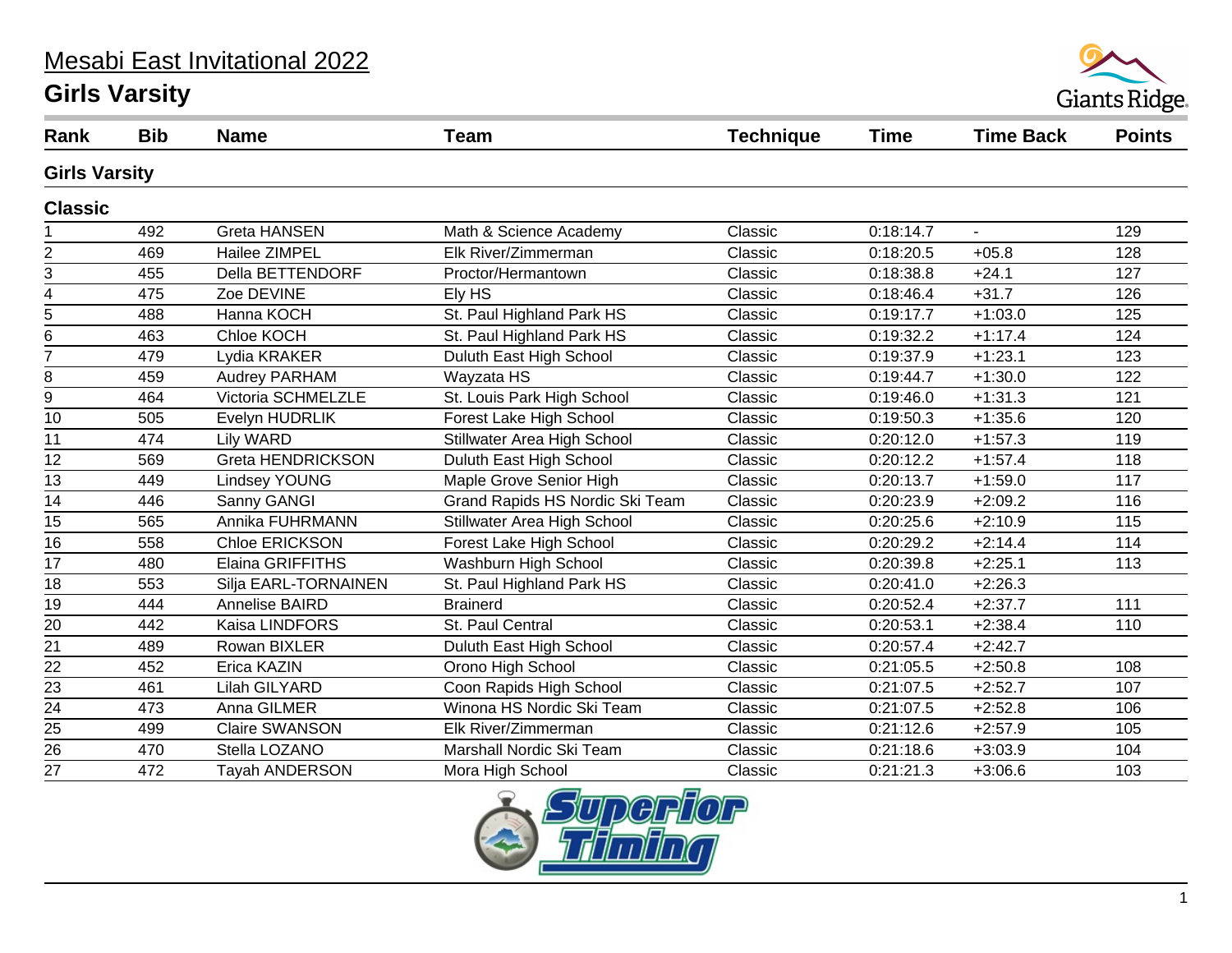# Mesabi East Invitational 2022

## Girls Varsity

| Rank | Bib | Name | Team | Technique | Time | Time Back | Points |
|---|---|---|---|---|---|---|---|
| **Girls Varsity** | | | | | | | |
| **Classic** | | | | | | | |
| 1 | 492 | Greta HANSEN | Math & Science Academy | Classic | 0:18:14.7 | - | 129 |
| 2 | 469 | Hailee ZIMPEL | Elk River/Zimmerman | Classic | 0:18:20.5 | +05.8 | 128 |
| 3 | 455 | Della BETTENDORF | Proctor/Hermantown | Classic | 0:18:38.8 | +24.1 | 127 |
| 4 | 475 | Zoe DEVINE | Ely HS | Classic | 0:18:46.4 | +31.7 | 126 |
| 5 | 488 | Hanna KOCH | St. Paul Highland Park HS | Classic | 0:19:17.7 | +1:03.0 | 125 |
| 6 | 463 | Chloe KOCH | St. Paul Highland Park HS | Classic | 0:19:32.2 | +1:17.4 | 124 |
| 7 | 479 | Lydia KRAKER | Duluth East High School | Classic | 0:19:37.9 | +1:23.1 | 123 |
| 8 | 459 | Audrey PARHAM | Wayzata HS | Classic | 0:19:44.7 | +1:30.0 | 122 |
| 9 | 464 | Victoria SCHMELZLE | St. Louis Park High School | Classic | 0:19:46.0 | +1:31.3 | 121 |
| 10 | 505 | Evelyn HUDRLIK | Forest Lake High School | Classic | 0:19:50.3 | +1:35.6 | 120 |
| 11 | 474 | Lily WARD | Stillwater Area High School | Classic | 0:20:12.0 | +1:57.3 | 119 |
| 12 | 569 | Greta HENDRICKSON | Duluth East High School | Classic | 0:20:12.2 | +1:57.4 | 118 |
| 13 | 449 | Lindsey YOUNG | Maple Grove Senior High | Classic | 0:20:13.7 | +1:59.0 | 117 |
| 14 | 446 | Sanny GANGI | Grand Rapids HS Nordic Ski Team | Classic | 0:20:23.9 | +2:09.2 | 116 |
| 15 | 565 | Annika FUHRMANN | Stillwater Area High School | Classic | 0:20:25.6 | +2:10.9 | 115 |
| 16 | 558 | Chloe ERICKSON | Forest Lake High School | Classic | 0:20:29.2 | +2:14.4 | 114 |
| 17 | 480 | Elaina GRIFFITHS | Washburn High School | Classic | 0:20:39.8 | +2:25.1 | 113 |
| 18 | 553 | Silja EARL-TORNAINEN | St. Paul Highland Park HS | Classic | 0:20:41.0 | +2:26.3 | |
| 19 | 444 | Annelise BAIRD | Brainerd | Classic | 0:20:52.4 | +2:37.7 | 111 |
| 20 | 442 | Kaisa LINDFORS | St. Paul Central | Classic | 0:20:53.1 | +2:38.4 | 110 |
| 21 | 489 | Rowan BIXLER | Duluth East High School | Classic | 0:20:57.4 | +2:42.7 | |
| 22 | 452 | Erica KAZIN | Orono High School | Classic | 0:21:05.5 | +2:50.8 | 108 |
| 23 | 461 | Lilah GILYARD | Coon Rapids High School | Classic | 0:21:07.5 | +2:52.7 | 107 |
| 24 | 473 | Anna GILMER | Winona HS Nordic Ski Team | Classic | 0:21:07.5 | +2:52.8 | 106 |
| 25 | 499 | Claire SWANSON | Elk River/Zimmerman | Classic | 0:21:12.6 | +2:57.9 | 105 |
| 26 | 470 | Stella LOZANO | Marshall Nordic Ski Team | Classic | 0:21:18.6 | +3:03.9 | 104 |
| 27 | 472 | Tayah ANDERSON | Mora High School | Classic | 0:21:21.3 | +3:06.6 | 103 |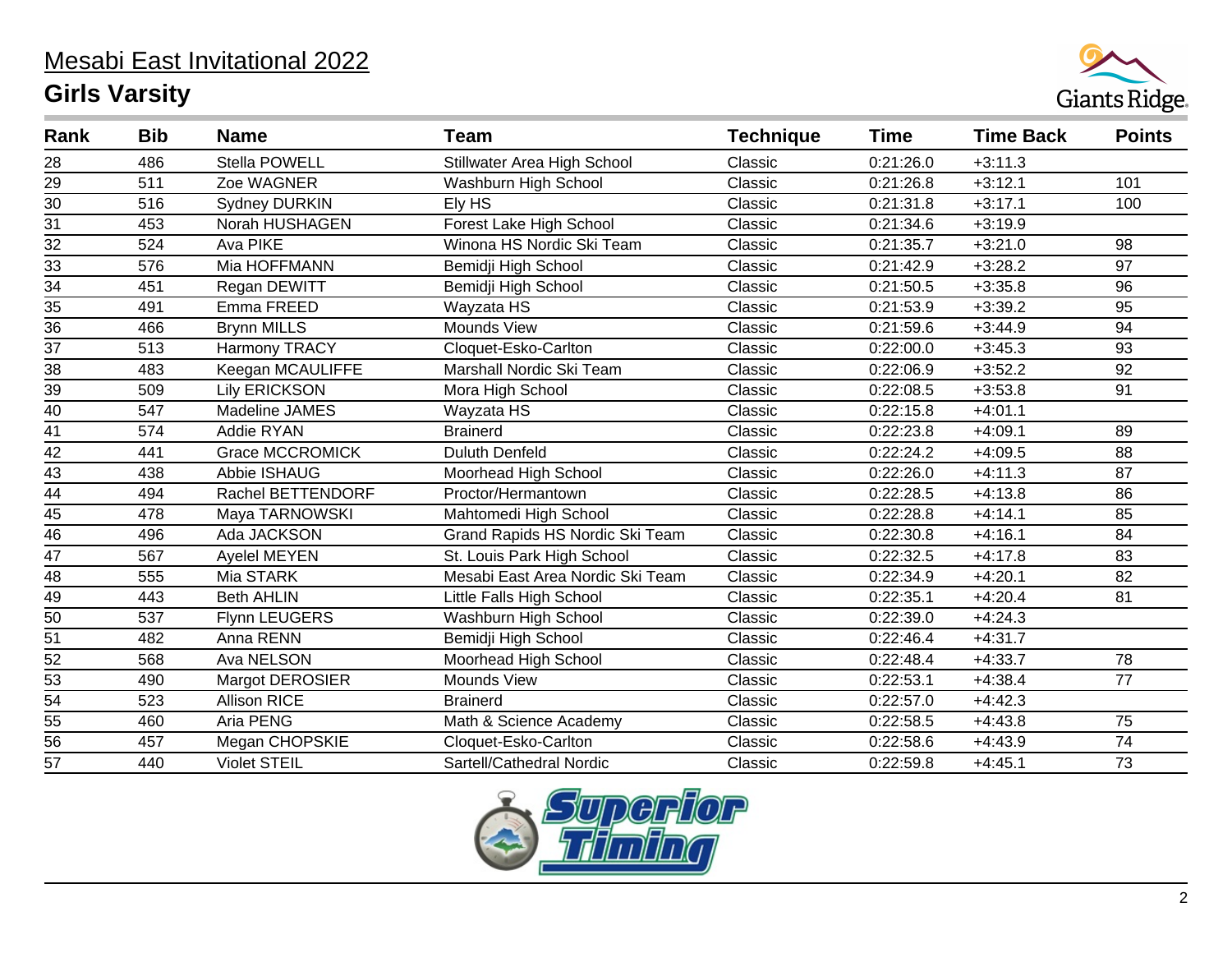# Mesabi East Invitational 2022

## Girls Varsity

| Rank | Bib | Name | Team | Technique | Time | Time Back | Points |
|---|---|---|---|---|---|---|---|
| 28 | 486 | Stella POWELL | Stillwater Area High School | Classic | 0:21:26.0 | +3:11.3 | |
| 29 | 511 | Zoe WAGNER | Washburn High School | Classic | 0:21:26.8 | +3:12.1 | 101 |
| 30 | 516 | Sydney DURKIN | Ely HS | Classic | 0:21:31.8 | +3:17.1 | 100 |
| 31 | 453 | Norah HUSHAGEN | Forest Lake High School | Classic | 0:21:34.6 | +3:19.9 | |
| 32 | 524 | Ava PIKE | Winona HS Nordic Ski Team | Classic | 0:21:35.7 | +3:21.0 | 98 |
| 33 | 576 | Mia HOFFMANN | Bemidji High School | Classic | 0:21:42.9 | +3:28.2 | 97 |
| 34 | 451 | Regan DEWITT | Bemidji High School | Classic | 0:21:50.5 | +3:35.8 | 96 |
| 35 | 491 | Emma FREED | Wayzata HS | Classic | 0:21:53.9 | +3:39.2 | 95 |
| 36 | 466 | Brynn MILLS | Mounds View | Classic | 0:21:59.6 | +3:44.9 | 94 |
| 37 | 513 | Harmony TRACY | Cloquet-Esko-Carlton | Classic | 0:22:00.0 | +3:45.3 | 93 |
| 38 | 483 | Keegan MCAULIFFE | Marshall Nordic Ski Team | Classic | 0:22:06.9 | +3:52.2 | 92 |
| 39 | 509 | Lily ERICKSON | Mora High School | Classic | 0:22:08.5 | +3:53.8 | 91 |
| 40 | 547 | Madeline JAMES | Wayzata HS | Classic | 0:22:15.8 | +4:01.1 | |
| 41 | 574 | Addie RYAN | Brainerd | Classic | 0:22:23.8 | +4:09.1 | 89 |
| 42 | 441 | Grace MCCROMICK | Duluth Denfeld | Classic | 0:22:24.2 | +4:09.5 | 88 |
| 43 | 438 | Abbie ISHAUG | Moorhead High School | Classic | 0:22:26.0 | +4:11.3 | 87 |
| 44 | 494 | Rachel BETTENDORF | Proctor/Hermantown | Classic | 0:22:28.5 | +4:13.8 | 86 |
| 45 | 478 | Maya TARNOWSKI | Mahtomedi High School | Classic | 0:22:28.8 | +4:14.1 | 85 |
| 46 | 496 | Ada JACKSON | Grand Rapids HS Nordic Ski Team | Classic | 0:22:30.8 | +4:16.1 | 84 |
| 47 | 567 | Ayelel MEYEN | St. Louis Park High School | Classic | 0:22:32.5 | +4:17.8 | 83 |
| 48 | 555 | Mia STARK | Mesabi East Area Nordic Ski Team | Classic | 0:22:34.9 | +4:20.1 | 82 |
| 49 | 443 | Beth AHLIN | Little Falls High School | Classic | 0:22:35.1 | +4:20.4 | 81 |
| 50 | 537 | Flynn LEUGERS | Washburn High School | Classic | 0:22:39.0 | +4:24.3 | |
| 51 | 482 | Anna RENN | Bemidji High School | Classic | 0:22:46.4 | +4:31.7 | |
| 52 | 568 | Ava NELSON | Moorhead High School | Classic | 0:22:48.4 | +4:33.7 | 78 |
| 53 | 490 | Margot DEROSIER | Mounds View | Classic | 0:22:53.1 | +4:38.4 | 77 |
| 54 | 523 | Allison RICE | Brainerd | Classic | 0:22:57.0 | +4:42.3 | |
| 55 | 460 | Aria PENG | Math & Science Academy | Classic | 0:22:58.5 | +4:43.8 | 75 |
| 56 | 457 | Megan CHOPSKIE | Cloquet-Esko-Carlton | Classic | 0:22:58.6 | +4:43.9 | 74 |
| 57 | 440 | Violet STEIL | Sartell/Cathedral Nordic | Classic | 0:22:59.8 | +4:45.1 | 73 |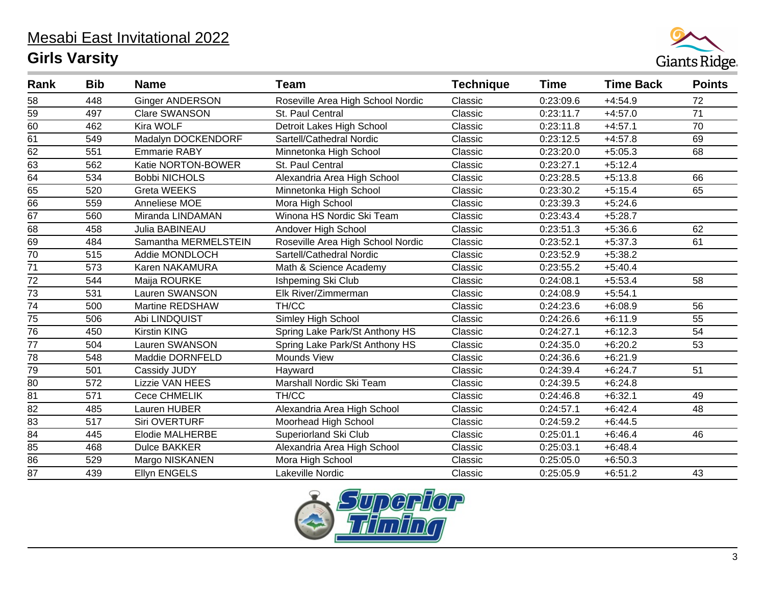# Mesabi East Invitational 2022

## Girls Varsity

| Rank | Bib | Name | Team | Technique | Time | Time Back | Points |
|---|---|---|---|---|---|---|---|
| 58 | 448 | Ginger ANDERSON | Roseville Area High School Nordic | Classic | 0:23:09.6 | +4:54.9 | 72 |
| 59 | 497 | Clare SWANSON | St. Paul Central | Classic | 0:23:11.7 | +4:57.0 | 71 |
| 60 | 462 | Kira WOLF | Detroit Lakes High School | Classic | 0:23:11.8 | +4:57.1 | 70 |
| 61 | 549 | Madalyn DOCKENDORF | Sartell/Cathedral Nordic | Classic | 0:23:12.5 | +4:57.8 | 69 |
| 62 | 551 | Emmarie RABY | Minnetonka High School | Classic | 0:23:20.0 | +5:05.3 | 68 |
| 63 | 562 | Katie NORTON-BOWER | St. Paul Central | Classic | 0:23:27.1 | +5:12.4 | |
| 64 | 534 | Bobbi NICHOLS | Alexandria Area High School | Classic | 0:23:28.5 | +5:13.8 | 66 |
| 65 | 520 | Greta WEEKS | Minnetonka High School | Classic | 0:23:30.2 | +5:15.4 | 65 |
| 66 | 559 | Anneliese MOE | Mora High School | Classic | 0:23:39.3 | +5:24.6 | |
| 67 | 560 | Miranda LINDAMAN | Winona HS Nordic Ski Team | Classic | 0:23:43.4 | +5:28.7 | |
| 68 | 458 | Julia BABINEAU | Andover High School | Classic | 0:23:51.3 | +5:36.6 | 62 |
| 69 | 484 | Samantha MERMELSTEIN | Roseville Area High School Nordic | Classic | 0:23:52.1 | +5:37.3 | 61 |
| 70 | 515 | Addie MONDLOCH | Sartell/Cathedral Nordic | Classic | 0:23:52.9 | +5:38.2 | |
| 71 | 573 | Karen NAKAMURA | Math & Science Academy | Classic | 0:23:55.2 | +5:40.4 | |
| 72 | 544 | Maija ROURKE | Ishpeming Ski Club | Classic | 0:24:08.1 | +5:53.4 | 58 |
| 73 | 531 | Lauren SWANSON | Elk River/Zimmerman | Classic | 0:24:08.9 | +5:54.1 | |
| 74 | 500 | Martine REDSHAW | TH/CC | Classic | 0:24:23.6 | +6:08.9 | 56 |
| 75 | 506 | Abi LINDQUIST | Simley High School | Classic | 0:24:26.6 | +6:11.9 | 55 |
| 76 | 450 | Kirstin KING | Spring Lake Park/St Anthony HS | Classic | 0:24:27.1 | +6:12.3 | 54 |
| 77 | 504 | Lauren SWANSON | Spring Lake Park/St Anthony HS | Classic | 0:24:35.0 | +6:20.2 | 53 |
| 78 | 548 | Maddie DORNFELD | Mounds View | Classic | 0:24:36.6 | +6:21.9 | |
| 79 | 501 | Cassidy JUDY | Hayward | Classic | 0:24:39.4 | +6:24.7 | 51 |
| 80 | 572 | Lizzie VAN HEES | Marshall Nordic Ski Team | Classic | 0:24:39.5 | +6:24.8 | |
| 81 | 571 | Cece CHMELIK | TH/CC | Classic | 0:24:46.8 | +6:32.1 | 49 |
| 82 | 485 | Lauren HUBER | Alexandria Area High School | Classic | 0:24:57.1 | +6:42.4 | 48 |
| 83 | 517 | Siri OVERTURF | Moorhead High School | Classic | 0:24:59.2 | +6:44.5 | |
| 84 | 445 | Elodie MALHERBE | Superiorland Ski Club | Classic | 0:25:01.1 | +6:46.4 | 46 |
| 85 | 468 | Dulce BAKKER | Alexandria Area High School | Classic | 0:25:03.1 | +6:48.4 | |
| 86 | 529 | Margo NISKANEN | Mora High School | Classic | 0:25:05.0 | +6:50.3 | |
| 87 | 439 | Ellyn ENGELS | Lakeville Nordic | Classic | 0:25:05.9 | +6:51.2 | 43 |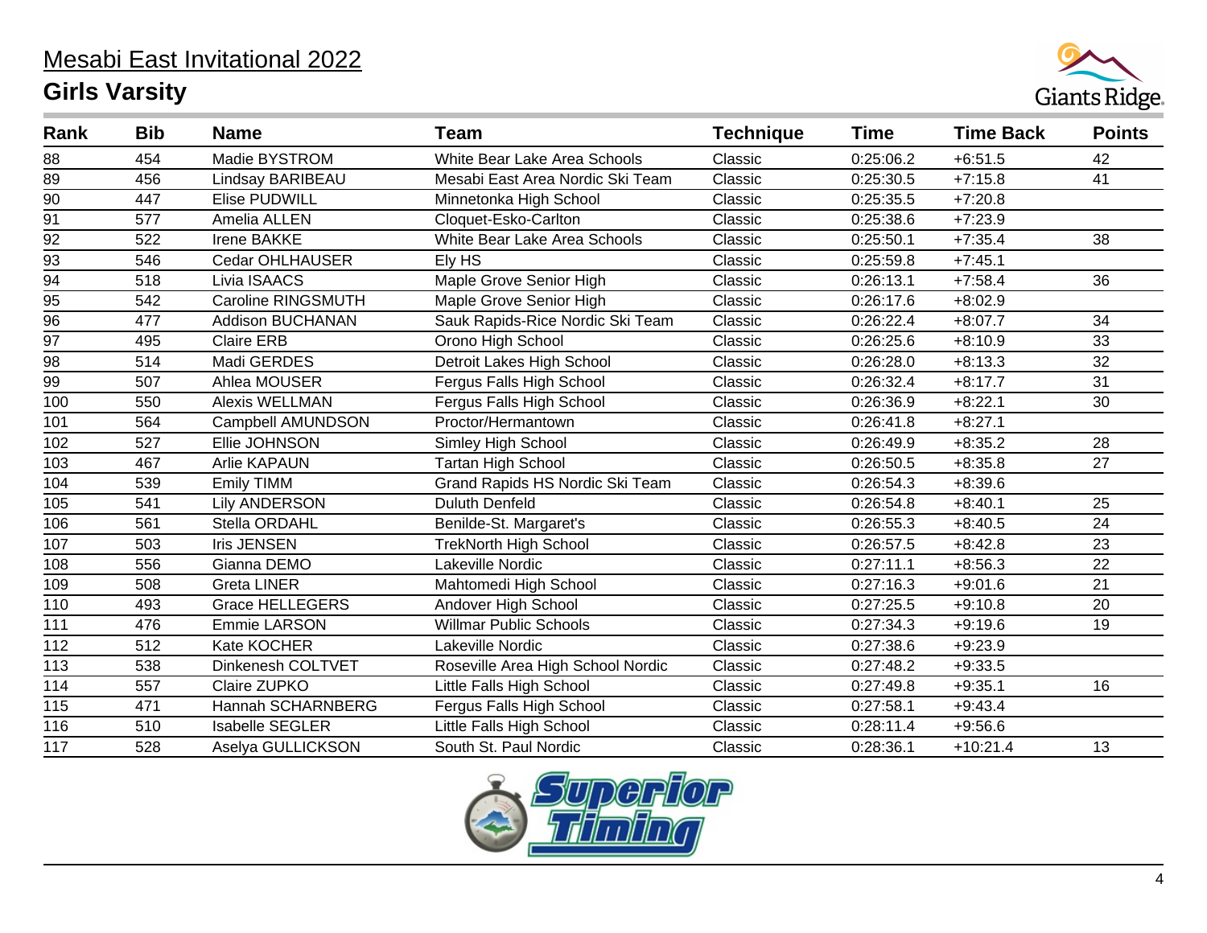# Mesabi East Invitational 2022

## Girls Varsity

| Rank | Bib | Name | Team | Technique | Time | Time Back | Points |
|---|---|---|---|---|---|---|---|
| 88 | 454 | Madie BYSTROM | White Bear Lake Area Schools | Classic | 0:25:06.2 | +6:51.5 | 42 |
| 89 | 456 | Lindsay BARIBEAU | Mesabi East Area Nordic Ski Team | Classic | 0:25:30.5 | +7:15.8 | 41 |
| 90 | 447 | Elise PUDWILL | Minnetonka High School | Classic | 0:25:35.5 | +7:20.8 | |
| 91 | 577 | Amelia ALLEN | Cloquet-Esko-Carlton | Classic | 0:25:38.6 | +7:23.9 | |
| 92 | 522 | Irene BAKKE | White Bear Lake Area Schools | Classic | 0:25:50.1 | +7:35.4 | 38 |
| 93 | 546 | Cedar OHLHAUSER | Ely HS | Classic | 0:25:59.8 | +7:45.1 | |
| 94 | 518 | Livia ISAACS | Maple Grove Senior High | Classic | 0:26:13.1 | +7:58.4 | 36 |
| 95 | 542 | Caroline RINGSMUTH | Maple Grove Senior High | Classic | 0:26:17.6 | +8:02.9 | |
| 96 | 477 | Addison BUCHANAN | Sauk Rapids-Rice Nordic Ski Team | Classic | 0:26:22.4 | +8:07.7 | 34 |
| 97 | 495 | Claire ERB | Orono High School | Classic | 0:26:25.6 | +8:10.9 | 33 |
| 98 | 514 | Madi GERDES | Detroit Lakes High School | Classic | 0:26:28.0 | +8:13.3 | 32 |
| 99 | 507 | Ahlea MOUSER | Fergus Falls High School | Classic | 0:26:32.4 | +8:17.7 | 31 |
| 100 | 550 | Alexis WELLMAN | Fergus Falls High School | Classic | 0:26:36.9 | +8:22.1 | 30 |
| 101 | 564 | Campbell AMUNDSON | Proctor/Hermantown | Classic | 0:26:41.8 | +8:27.1 | |
| 102 | 527 | Ellie JOHNSON | Simley High School | Classic | 0:26:49.9 | +8:35.2 | 28 |
| 103 | 467 | Arlie KAPAUN | Tartan High School | Classic | 0:26:50.5 | +8:35.8 | 27 |
| 104 | 539 | Emily TIMM | Grand Rapids HS Nordic Ski Team | Classic | 0:26:54.3 | +8:39.6 | |
| 105 | 541 | Lily ANDERSON | Duluth Denfeld | Classic | 0:26:54.8 | +8:40.1 | 25 |
| 106 | 561 | Stella ORDAHL | Benilde-St. Margaret's | Classic | 0:26:55.3 | +8:40.5 | 24 |
| 107 | 503 | Iris JENSEN | TrekNorth High School | Classic | 0:26:57.5 | +8:42.8 | 23 |
| 108 | 556 | Gianna DEMO | Lakeville Nordic | Classic | 0:27:11.1 | +8:56.3 | 22 |
| 109 | 508 | Greta LINER | Mahtomedi High School | Classic | 0:27:16.3 | +9:01.6 | 21 |
| 110 | 493 | Grace HELLEGERS | Andover High School | Classic | 0:27:25.5 | +9:10.8 | 20 |
| 111 | 476 | Emmie LARSON | Willmar Public Schools | Classic | 0:27:34.3 | +9:19.6 | 19 |
| 112 | 512 | Kate KOCHER | Lakeville Nordic | Classic | 0:27:38.6 | +9:23.9 | |
| 113 | 538 | Dinkenesh COLTVET | Roseville Area High School Nordic | Classic | 0:27:48.2 | +9:33.5 | |
| 114 | 557 | Claire ZUPKO | Little Falls High School | Classic | 0:27:49.8 | +9:35.1 | 16 |
| 115 | 471 | Hannah SCHARNBERG | Fergus Falls High School | Classic | 0:27:58.1 | +9:43.4 | |
| 116 | 510 | Isabelle SEGLER | Little Falls High School | Classic | 0:28:11.4 | +9:56.6 | |
| 117 | 528 | Aselya GULLICKSON | South St. Paul Nordic | Classic | 0:28:36.1 | +10:21.4 | 13 |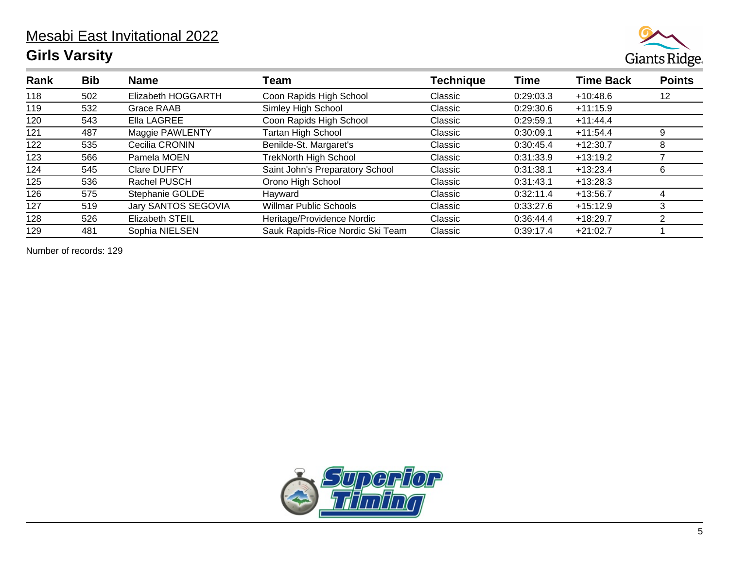Mesabi East Invitational 2022

## Girls Varsity

| Rank | Bib | Name | Team | Technique | Time | Time Back | Points |
|---|---|---|---|---|---|---|---|
| 118 | 502 | Elizabeth HOGGARTH | Coon Rapids High School | Classic | 0:29:03.3 | +10:48.6 | 12 |
| 119 | 532 | Grace RAAB | Simley High School | Classic | 0:29:30.6 | +11:15.9 | |
| 120 | 543 | Ella LAGREE | Coon Rapids High School | Classic | 0:29:59.1 | +11:44.4 | |
| 121 | 487 | Maggie PAWLENTY | Tartan High School | Classic | 0:30:09.1 | +11:54.4 | 9 |
| 122 | 535 | Cecilia CRONIN | Benilde-St. Margaret's | Classic | 0:30:45.4 | +12:30.7 | 8 |
| 123 | 566 | Pamela MOEN | TrekNorth High School | Classic | 0:31:33.9 | +13:19.2 | 7 |
| 124 | 545 | Clare DUFFY | Saint John's Preparatory School | Classic | 0:31:38.1 | +13:23.4 | 6 |
| 125 | 536 | Rachel PUSCH | Orono High School | Classic | 0:31:43.1 | +13:28.3 | |
| 126 | 575 | Stephanie GOLDE | Hayward | Classic | 0:32:11.4 | +13:56.7 | 4 |
| 127 | 519 | Jary SANTOS SEGOVIA | Willmar Public Schools | Classic | 0:33:27.6 | +15:12.9 | 3 |
| 128 | 526 | Elizabeth STEIL | Heritage/Providence Nordic | Classic | 0:36:44.4 | +18:29.7 | 2 |
| 129 | 481 | Sophia NIELSEN | Sauk Rapids-Rice Nordic Ski Team | Classic | 0:39:17.4 | +21:02.7 | 1 |

Number of records: 129